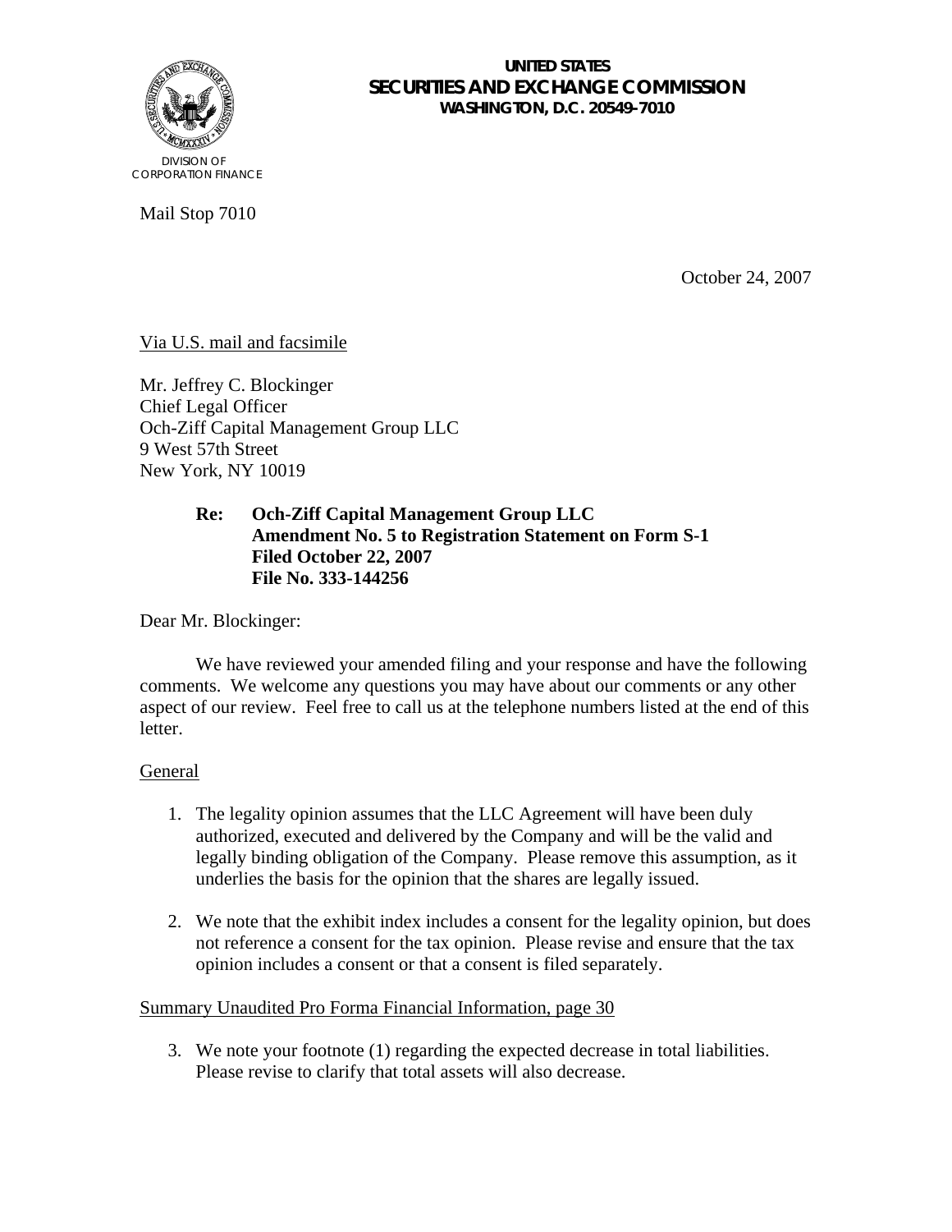UNITED STATES
**SECURITIES AND EXCHANGE COMMISSION**
WASHINGTON, D.C. 20549-7010

DIVISION OF
CORPORATION FINANCE

Mail Stop 7010

October 24, 2007

Via U.S. mail and facsimile

Mr. Jeffrey C. Blockinger
Chief Legal Officer
Och-Ziff Capital Management Group LLC
9 West 57th Street
New York, NY 10019

> **Re: Och-Ziff Capital Management Group LLC**
> **Amendment No. 5 to Registration Statement on Form S-1**
> **Filed October 22, 2007**
> **File No. 333-144256**

Dear Mr. Blockinger:

We have reviewed your amended filing and your response and have the following comments. We welcome any questions you may have about our comments or any other aspect of our review. Feel free to call us at the telephone numbers listed at the end of this letter.

General

1. The legality opinion assumes that the LLC Agreement will have been duly authorized, executed and delivered by the Company and will be the valid and legally binding obligation of the Company. Please remove this assumption, as it underlies the basis for the opinion that the shares are legally issued.

2. We note that the exhibit index includes a consent for the legality opinion, but does not reference a consent for the tax opinion. Please revise and ensure that the tax opinion includes a consent or that a consent is filed separately.

Summary Unaudited Pro Forma Financial Information, page 30

3. We note your footnote (1) regarding the expected decrease in total liabilities. Please revise to clarify that total assets will also decrease.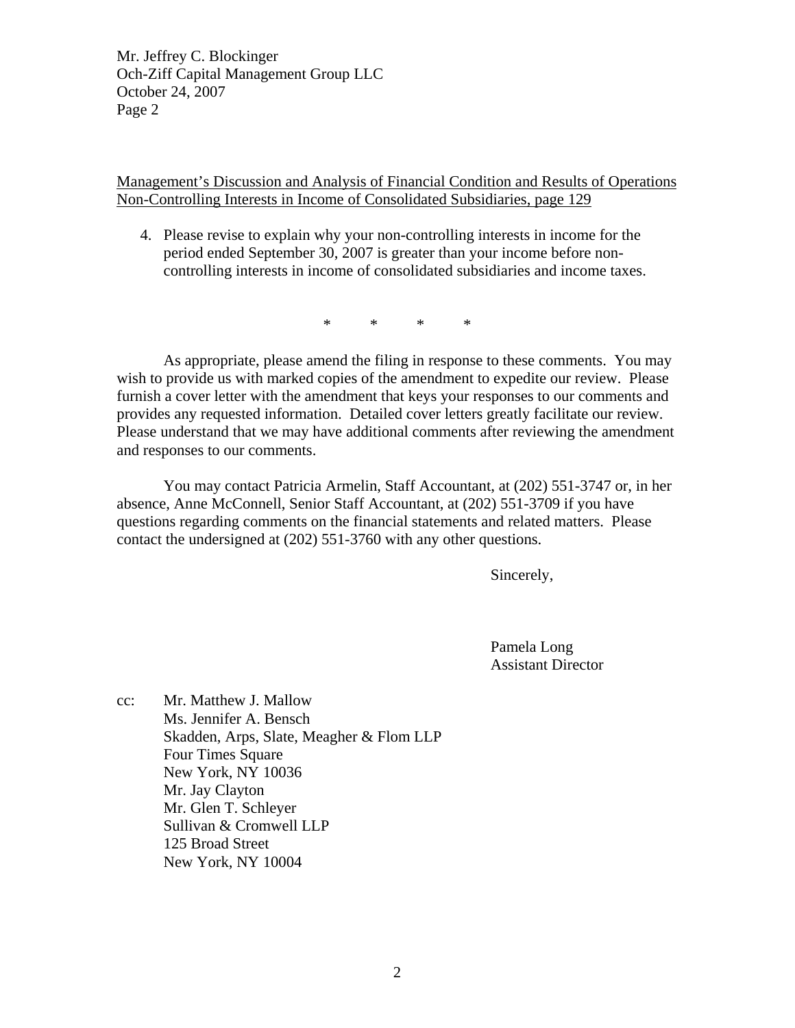Management's Discussion and Analysis of Financial Condition and Results of Operations
Non-Controlling Interests in Income of Consolidated Subsidiaries, page 129

4. Please revise to explain why your non-controlling interests in income for the period ended September 30, 2007 is greater than your income before non-controlling interests in income of consolidated subsidiaries and income taxes.

\* \* \* \*

As appropriate, please amend the filing in response to these comments. You may wish to provide us with marked copies of the amendment to expedite our review. Please furnish a cover letter with the amendment that keys your responses to our comments and provides any requested information. Detailed cover letters greatly facilitate our review. Please understand that we may have additional comments after reviewing the amendment and responses to our comments.

You may contact Patricia Armelin, Staff Accountant, at (202) 551-3747 or, in her absence, Anne McConnell, Senior Staff Accountant, at (202) 551-3709 if you have questions regarding comments on the financial statements and related matters. Please contact the undersigned at (202) 551-3760 with any other questions.

Sincerely,

Pamela Long
Assistant Director

cc: Mr. Matthew J. Mallow
Ms. Jennifer A. Bensch
Skadden, Arps, Slate, Meagher & Flom LLP
Four Times Square
New York, NY 10036
Mr. Jay Clayton
Mr. Glen T. Schleyer
Sullivan & Cromwell LLP
125 Broad Street
New York, NY 10004